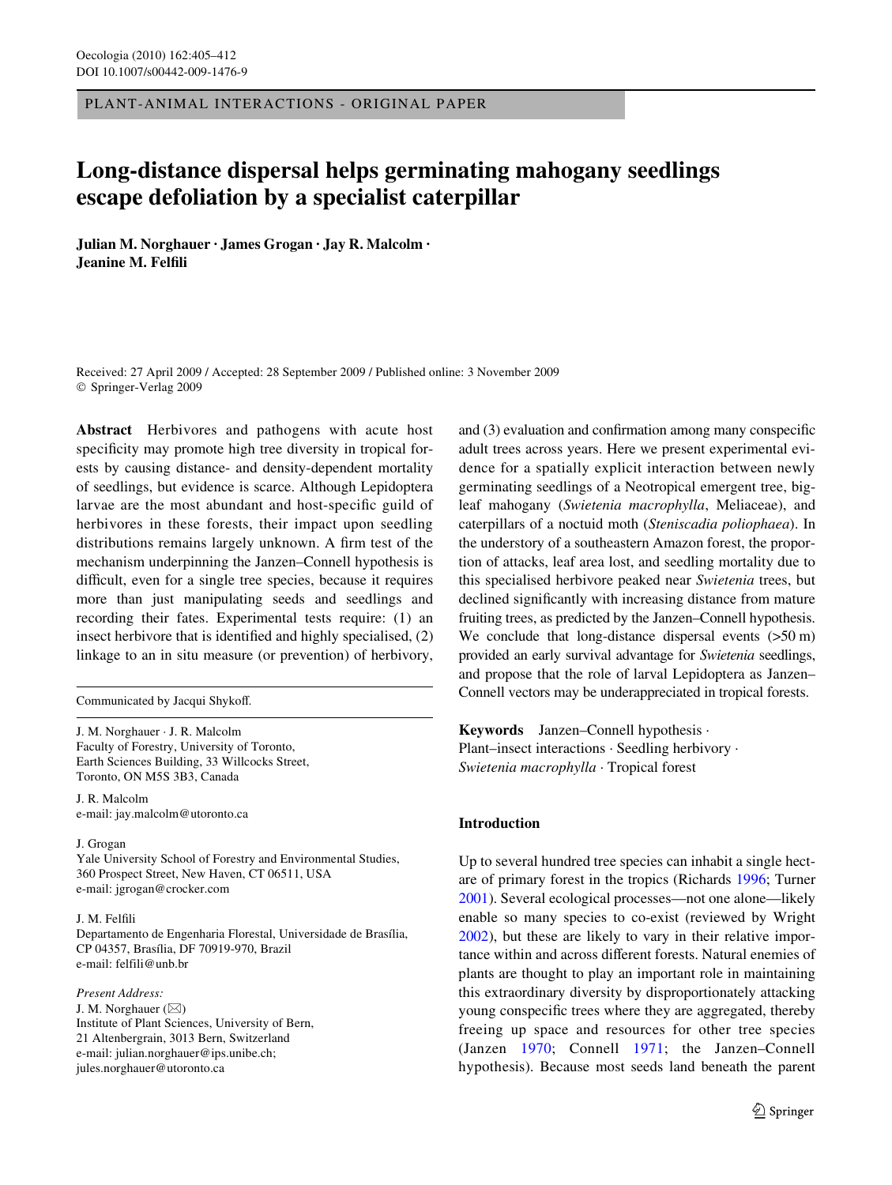PLANT-ANIMAL INTERACTIONS - ORIGINAL PAPER

# Long-distance dispersal helps germinating mahogany seedlings escape defoliation by a specialist caterpillar

**Julian M. Norghauer · James Grogan · Jay R. Malcolm · Jeanine M. Felfili**

Received: 27 April 2009 / Accepted: 28 September 2009 / Published online: 3 November 2009
© Springer-Verlag 2009

**Abstract** Herbivores and pathogens with acute host specificity may promote high tree diversity in tropical forests by causing distance- and density-dependent mortality of seedlings, but evidence is scarce. Although Lepidoptera larvae are the most abundant and host-specific guild of herbivores in these forests, their impact upon seedling distributions remains largely unknown. A firm test of the mechanism underpinning the Janzen–Connell hypothesis is difficult, even for a single tree species, because it requires more than just manipulating seeds and seedlings and recording their fates. Experimental tests require: (1) an insect herbivore that is identified and highly specialised, (2) linkage to an in situ measure (or prevention) of herbivory, and (3) evaluation and confirmation among many conspecific adult trees across years. Here we present experimental evidence for a spatially explicit interaction between newly germinating seedlings of a Neotropical emergent tree, big-leaf mahogany (*Swietenia macrophylla*, Meliaceae), and caterpillars of a noctuid moth (*Steniscadia poliophaea*). In the understory of a southeastern Amazon forest, the proportion of attacks, leaf area lost, and seedling mortality due to this specialised herbivore peaked near *Swietenia* trees, but declined significantly with increasing distance from mature fruiting trees, as predicted by the Janzen–Connell hypothesis. We conclude that long-distance dispersal events (>50 m) provided an early survival advantage for *Swietenia* seedlings, and propose that the role of larval Lepidoptera as Janzen–Connell vectors may be underappreciated in tropical forests.

**Keywords** Janzen–Connell hypothesis · Plant–insect interactions · Seedling herbivory · *Swietenia macrophylla* · Tropical forest

Communicated by Jacqui Shykoff.

J. M. Norghauer · J. R. Malcolm
Faculty of Forestry, University of Toronto,
Earth Sciences Building, 33 Willcocks Street,
Toronto, ON M5S 3B3, Canada

J. R. Malcolm
e-mail: jay.malcolm@utoronto.ca

J. Grogan
Yale University School of Forestry and Environmental Studies,
360 Prospect Street, New Haven, CT 06511, USA
e-mail: jgrogan@crocker.com

J. M. Felfili
Departamento de Engenharia Florestal, Universidade de Brasília,
CP 04357, Brasília, DF 70919-970, Brazil
e-mail: felfili@unb.br

*Present Address:*
J. M. Norghauer (✉)
Institute of Plant Sciences, University of Bern,
21 Altenbergrain, 3013 Bern, Switzerland
e-mail: julian.norghauer@ips.unibe.ch;
jules.norghauer@utoronto.ca

## Introduction

Up to several hundred tree species can inhabit a single hectare of primary forest in the tropics (Richards 1996; Turner 2001). Several ecological processes—not one alone—likely enable so many species to co-exist (reviewed by Wright 2002), but these are likely to vary in their relative importance within and across different forests. Natural enemies of plants are thought to play an important role in maintaining this extraordinary diversity by disproportionately attacking young conspecific trees where they are aggregated, thereby freeing up space and resources for other tree species (Janzen 1970; Connell 1971; the Janzen–Connell hypothesis). Because most seeds land beneath the parent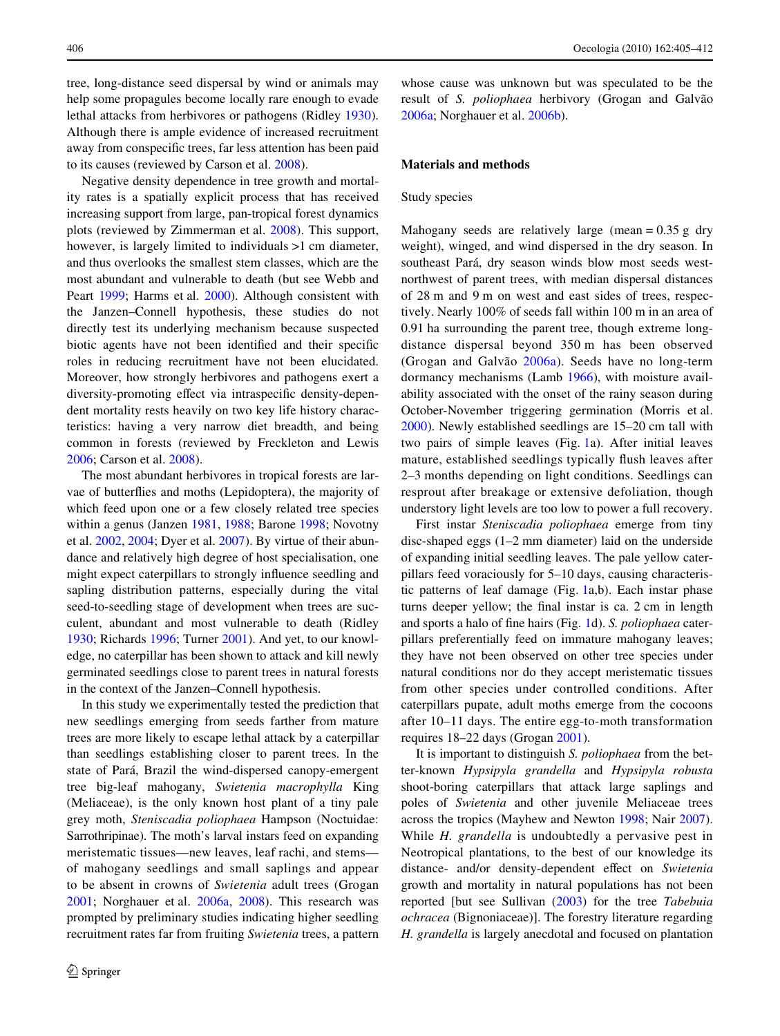tree, long-distance seed dispersal by wind or animals may help some propagules become locally rare enough to evade lethal attacks from herbivores or pathogens (Ridley 1930). Although there is ample evidence of increased recruitment away from conspecific trees, far less attention has been paid to its causes (reviewed by Carson et al. 2008).

Negative density dependence in tree growth and mortality rates is a spatially explicit process that has received increasing support from large, pan-tropical forest dynamics plots (reviewed by Zimmerman et al. 2008). This support, however, is largely limited to individuals >1 cm diameter, and thus overlooks the smallest stem classes, which are the most abundant and vulnerable to death (but see Webb and Peart 1999; Harms et al. 2000). Although consistent with the Janzen–Connell hypothesis, these studies do not directly test its underlying mechanism because suspected biotic agents have not been identified and their specific roles in reducing recruitment have not been elucidated. Moreover, how strongly herbivores and pathogens exert a diversity-promoting effect via intraspecific density-dependent mortality rests heavily on two key life history characteristics: having a very narrow diet breadth, and being common in forests (reviewed by Freckleton and Lewis 2006; Carson et al. 2008).

The most abundant herbivores in tropical forests are larvae of butterflies and moths (Lepidoptera), the majority of which feed upon one or a few closely related tree species within a genus (Janzen 1981, 1988; Barone 1998; Novotny et al. 2002, 2004; Dyer et al. 2007). By virtue of their abundance and relatively high degree of host specialisation, one might expect caterpillars to strongly influence seedling and sapling distribution patterns, especially during the vital seed-to-seedling stage of development when trees are succulent, abundant and most vulnerable to death (Ridley 1930; Richards 1996; Turner 2001). And yet, to our knowledge, no caterpillar has been shown to attack and kill newly germinated seedlings close to parent trees in natural forests in the context of the Janzen–Connell hypothesis.

In this study we experimentally tested the prediction that new seedlings emerging from seeds farther from mature trees are more likely to escape lethal attack by a caterpillar than seedlings establishing closer to parent trees. In the state of Pará, Brazil the wind-dispersed canopy-emergent tree big-leaf mahogany, *Swietenia macrophylla* King (Meliaceae), is the only known host plant of a tiny pale grey moth, *Steniscadia poliophaea* Hampson (Noctuidae: Sarrothripinae). The moth's larval instars feed on expanding meristematic tissues—new leaves, leaf rachi, and stems—of mahogany seedlings and small saplings and appear to be absent in crowns of *Swietenia* adult trees (Grogan 2001; Norghauer et al. 2006a, 2008). This research was prompted by preliminary studies indicating higher seedling recruitment rates far from fruiting *Swietenia* trees, a pattern whose cause was unknown but was speculated to be the result of *S. poliophaea* herbivory (Grogan and Galvão 2006a; Norghauer et al. 2006b).

## Materials and methods

### Study species

Mahogany seeds are relatively large (mean = 0.35 g dry weight), winged, and wind dispersed in the dry season. In southeast Pará, dry season winds blow most seeds west-northwest of parent trees, with median dispersal distances of 28 m and 9 m on west and east sides of trees, respectively. Nearly 100% of seeds fall within 100 m in an area of 0.91 ha surrounding the parent tree, though extreme long-distance dispersal beyond 350 m has been observed (Grogan and Galvão 2006a). Seeds have no long-term dormancy mechanisms (Lamb 1966), with moisture availability associated with the onset of the rainy season during October-November triggering germination (Morris et al. 2000). Newly established seedlings are 15–20 cm tall with two pairs of simple leaves (Fig. 1a). After initial leaves mature, established seedlings typically flush leaves after 2–3 months depending on light conditions. Seedlings can resprout after breakage or extensive defoliation, though understory light levels are too low to power a full recovery.

First instar *Steniscadia poliophaea* emerge from tiny disc-shaped eggs (1–2 mm diameter) laid on the underside of expanding initial seedling leaves. The pale yellow caterpillars feed voraciously for 5–10 days, causing characteristic patterns of leaf damage (Fig. 1a,b). Each instar phase turns deeper yellow; the final instar is ca. 2 cm in length and sports a halo of fine hairs (Fig. 1d). *S. poliophaea* caterpillars preferentially feed on immature mahogany leaves; they have not been observed on other tree species under natural conditions nor do they accept meristematic tissues from other species under controlled conditions. After caterpillars pupate, adult moths emerge from the cocoons after 10–11 days. The entire egg-to-moth transformation requires 18–22 days (Grogan 2001).

It is important to distinguish *S. poliophaea* from the better-known *Hypsipyla grandella* and *Hypsipyla robusta* shoot-boring caterpillars that attack large saplings and poles of *Swietenia* and other juvenile Meliaceae trees across the tropics (Mayhew and Newton 1998; Nair 2007). While *H. grandella* is undoubtedly a pervasive pest in Neotropical plantations, to the best of our knowledge its distance- and/or density-dependent effect on *Swietenia* growth and mortality in natural populations has not been reported [but see Sullivan (2003) for the tree *Tabebuia ochracea* (Bignoniaceae)]. The forestry literature regarding *H. grandella* is largely anecdotal and focused on plantation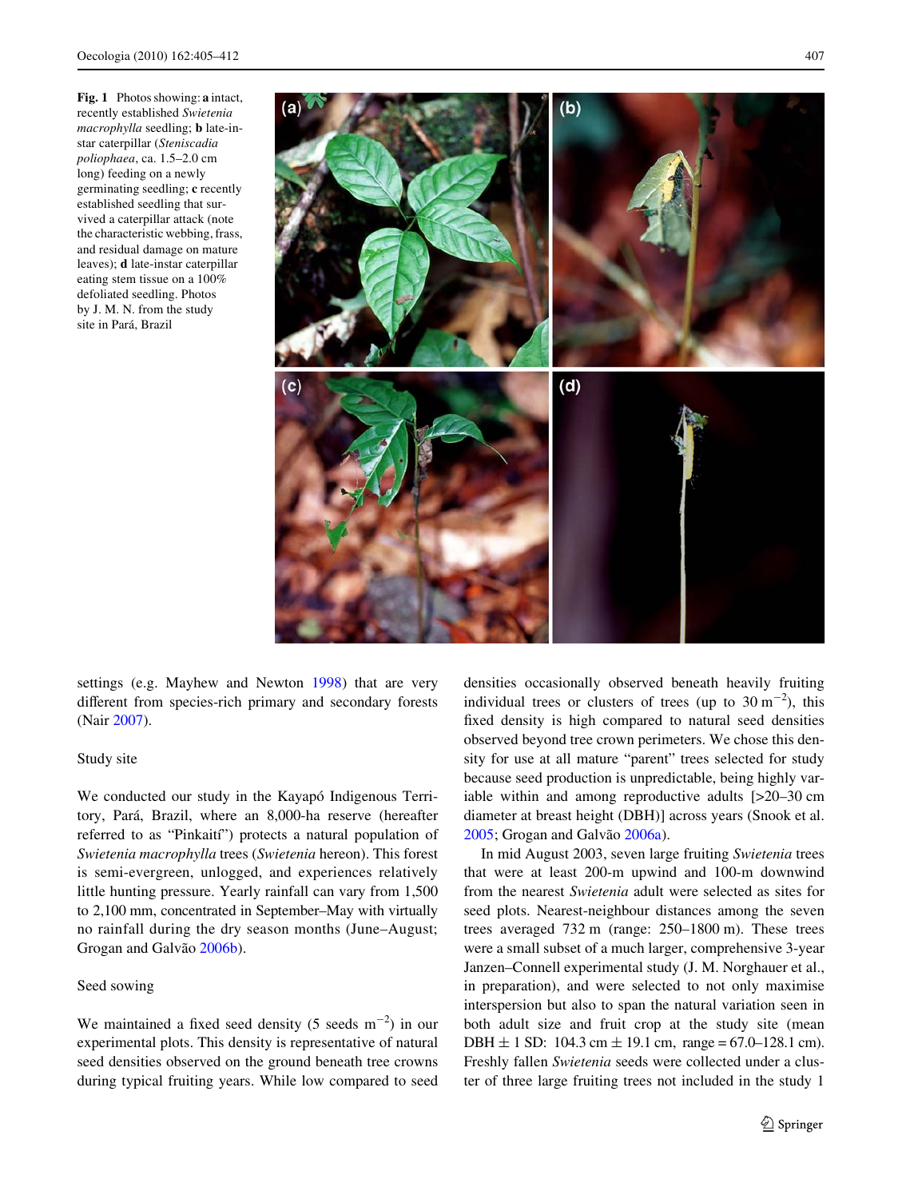Fig. 1 Photos showing: **a** intact, recently established *Swietenia macrophylla* seedling; **b** late-instar caterpillar (*Steniscadia poliophaea*, ca. 1.5–2.0 cm long) feeding on a newly germinating seedling; **c** recently established seedling that survived a caterpillar attack (note the characteristic webbing, frass, and residual damage on mature leaves); **d** late-instar caterpillar eating stem tissue on a 100% defoliated seedling. Photos by J. M. N. from the study site in Pará, Brazil

settings (e.g. Mayhew and Newton 1998) that are very different from species-rich primary and secondary forests (Nair 2007).

### Study site

We conducted our study in the Kayapó Indigenous Territory, Pará, Brazil, where an 8,000-ha reserve (hereafter referred to as "Pinkaití") protects a natural population of *Swietenia macrophylla* trees (*Swietenia* hereon). This forest is semi-evergreen, unlogged, and experiences relatively little hunting pressure. Yearly rainfall can vary from 1,500 to 2,100 mm, concentrated in September–May with virtually no rainfall during the dry season months (June–August; Grogan and Galvão 2006b).

### Seed sowing

We maintained a fixed seed density (5 seeds $m^{-2}$) in our experimental plots. This density is representative of natural seed densities observed on the ground beneath tree crowns during typical fruiting years. While low compared to seed densities occasionally observed beneath heavily fruiting individual trees or clusters of trees (up to 30 $m^{-2}$), this fixed density is high compared to natural seed densities observed beyond tree crown perimeters. We chose this density for use at all mature "parent" trees selected for study because seed production is unpredictable, being highly variable within and among reproductive adults [>20–30 cm diameter at breast height (DBH)] across years (Snook et al. 2005; Grogan and Galvão 2006a).

In mid August 2003, seven large fruiting *Swietenia* trees that were at least 200-m upwind and 100-m downwind from the nearest *Swietenia* adult were selected as sites for seed plots. Nearest-neighbour distances among the seven trees averaged 732 m (range: 250–1800 m). These trees were a small subset of a much larger, comprehensive 3-year Janzen–Connell experimental study (J. M. Norghauer et al., in preparation), and were selected to not only maximise interspersion but also to span the natural variation seen in both adult size and fruit crop at the study site (mean DBH ± 1 SD: 104.3 cm ± 19.1 cm, range = 67.0–128.1 cm). Freshly fallen *Swietenia* seeds were collected under a cluster of three large fruiting trees not included in the study 1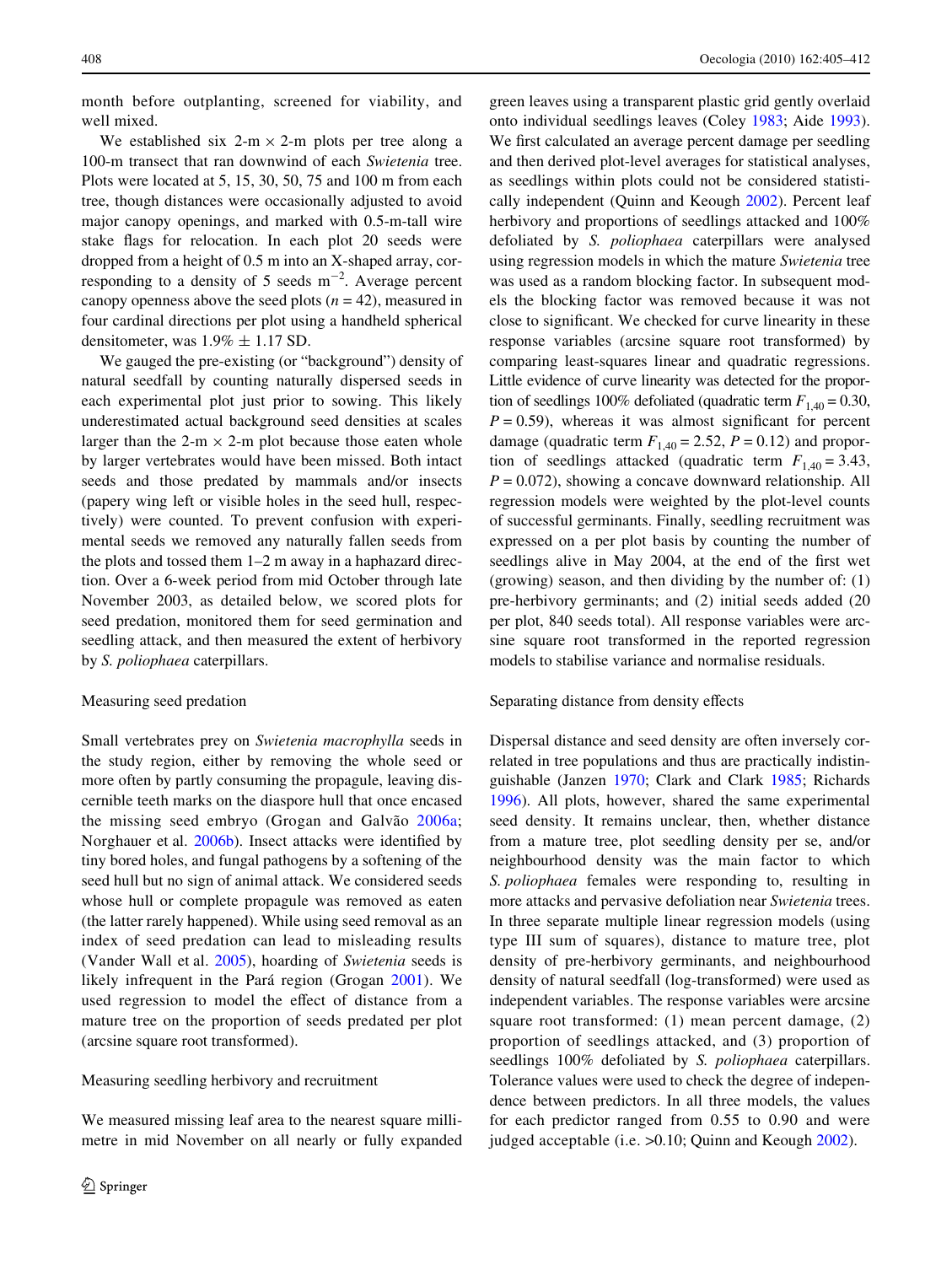month before outplanting, screened for viability, and well mixed.

We established six 2-m × 2-m plots per tree along a 100-m transect that ran downwind of each *Swietenia* tree. Plots were located at 5, 15, 30, 50, 75 and 100 m from each tree, though distances were occasionally adjusted to avoid major canopy openings, and marked with 0.5-m-tall wire stake flags for relocation. In each plot 20 seeds were dropped from a height of 0.5 m into an X-shaped array, corresponding to a density of 5 seeds $m^{-2}$. Average percent canopy openness above the seed plots ($n = 42$), measured in four cardinal directions per plot using a handheld spherical densitometer, was 1.9% ± 1.17 SD.

We gauged the pre-existing (or "background") density of natural seedfall by counting naturally dispersed seeds in each experimental plot just prior to sowing. This likely underestimated actual background seed densities at scales larger than the 2-m × 2-m plot because those eaten whole by larger vertebrates would have been missed. Both intact seeds and those predated by mammals and/or insects (papery wing left or visible holes in the seed hull, respectively) were counted. To prevent confusion with experimental seeds we removed any naturally fallen seeds from the plots and tossed them 1–2 m away in a haphazard direction. Over a 6-week period from mid October through late November 2003, as detailed below, we scored plots for seed predation, monitored them for seed germination and seedling attack, and then measured the extent of herbivory by *S. poliophaea* caterpillars.

### Measuring seed predation

Small vertebrates prey on *Swietenia macrophylla* seeds in the study region, either by removing the whole seed or more often by partly consuming the propagule, leaving discernible teeth marks on the diaspore hull that once encased the missing seed embryo (Grogan and Galvão 2006a; Norghauer et al. 2006b). Insect attacks were identified by tiny bored holes, and fungal pathogens by a softening of the seed hull but no sign of animal attack. We considered seeds whose hull or complete propagule was removed as eaten (the latter rarely happened). While using seed removal as an index of seed predation can lead to misleading results (Vander Wall et al. 2005), hoarding of *Swietenia* seeds is likely infrequent in the Pará region (Grogan 2001). We used regression to model the effect of distance from a mature tree on the proportion of seeds predated per plot (arcsine square root transformed).

### Measuring seedling herbivory and recruitment

We measured missing leaf area to the nearest square millimetre in mid November on all nearly or fully expanded green leaves using a transparent plastic grid gently overlaid onto individual seedlings leaves (Coley 1983; Aide 1993). We first calculated an average percent damage per seedling and then derived plot-level averages for statistical analyses, as seedlings within plots could not be considered statistically independent (Quinn and Keough 2002). Percent leaf herbivory and proportions of seedlings attacked and 100% defoliated by *S. poliophaea* caterpillars were analysed using regression models in which the mature *Swietenia* tree was used as a random blocking factor. In subsequent models the blocking factor was removed because it was not close to significant. We checked for curve linearity in these response variables (arcsine square root transformed) by comparing least-squares linear and quadratic regressions. Little evidence of curve linearity was detected for the proportion of seedlings 100% defoliated (quadratic term $F_{1,40} = 0.30$, $P = 0.59$), whereas it was almost significant for percent damage (quadratic term $F_{1,40} = 2.52$, $P = 0.12$) and proportion of seedlings attacked (quadratic term $F_{1,40} = 3.43$, $P = 0.072$), showing a concave downward relationship. All regression models were weighted by the plot-level counts of successful germinants. Finally, seedling recruitment was expressed on a per plot basis by counting the number of seedlings alive in May 2004, at the end of the first wet (growing) season, and then dividing by the number of: (1) pre-herbivory germinants; and (2) initial seeds added (20 per plot, 840 seeds total). All response variables were arcsine square root transformed in the reported regression models to stabilise variance and normalise residuals.

### Separating distance from density effects

Dispersal distance and seed density are often inversely correlated in tree populations and thus are practically indistinguishable (Janzen 1970; Clark and Clark 1985; Richards 1996). All plots, however, shared the same experimental seed density. It remains unclear, then, whether distance from a mature tree, plot seedling density per se, and/or neighbourhood density was the main factor to which *S. poliophaea* females were responding to, resulting in more attacks and pervasive defoliation near *Swietenia* trees. In three separate multiple linear regression models (using type III sum of squares), distance to mature tree, plot density of pre-herbivory germinants, and neighbourhood density of natural seedfall (log-transformed) were used as independent variables. The response variables were arcsine square root transformed: (1) mean percent damage, (2) proportion of seedlings attacked, and (3) proportion of seedlings 100% defoliated by *S. poliophaea* caterpillars. Tolerance values were used to check the degree of independence between predictors. In all three models, the values for each predictor ranged from 0.55 to 0.90 and were judged acceptable (i.e. >0.10; Quinn and Keough 2002).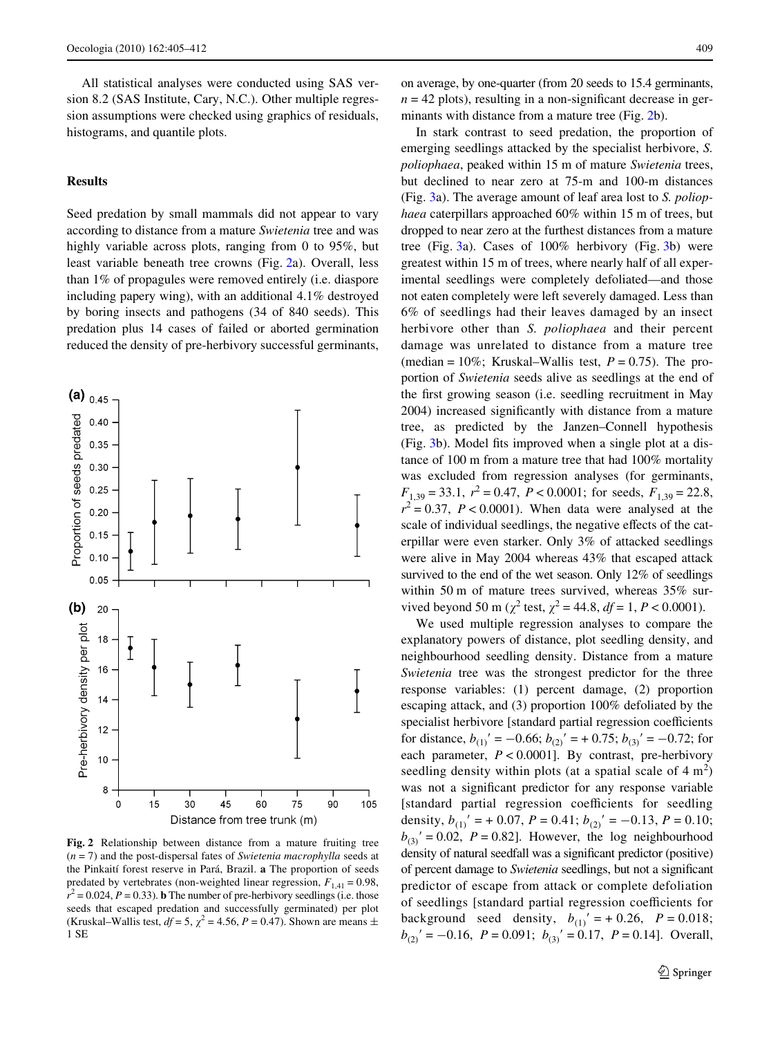All statistical analyses were conducted using SAS version 8.2 (SAS Institute, Cary, N.C.). Other multiple regression assumptions were checked using graphics of residuals, histograms, and quantile plots.

## Results

Seed predation by small mammals did not appear to vary according to distance from a mature *Swietenia* tree and was highly variable across plots, ranging from 0 to 95%, but least variable beneath tree crowns (Fig. 2a). Overall, less than 1% of propagules were removed entirely (i.e. diaspore including papery wing), with an additional 4.1% destroyed by boring insects and pathogens (34 of 840 seeds). This predation plus 14 cases of failed or aborted germination reduced the density of pre-herbivory successful germinants, on average, by one-quarter (from 20 seeds to 15.4 germinants, $n = 42$ plots), resulting in a non-significant decrease in germinants with distance from a mature tree (Fig. 2b).

**Fig. 2** Relationship between distance from a mature fruiting tree ($n = 7$) and the post-dispersal fates of *Swietenia macrophylla* seeds at the Pinkaití forest reserve in Pará, Brazil. **a** The proportion of seeds predated by vertebrates (non-weighted linear regression, $F_{1,41} = 0.98$, $r^2 = 0.024$, $P = 0.33$). **b** The number of pre-herbivory seedlings (i.e. those seeds that escaped predation and successfully germinated) per plot (Kruskal–Wallis test, $df = 5$, $\chi^2 = 4.56$, $P = 0.47$). Shown are means ± 1 SE

In stark contrast to seed predation, the proportion of emerging seedlings attacked by the specialist herbivore, *S. poliophaea*, peaked within 15 m of mature *Swietenia* trees, but declined to near zero at 75-m and 100-m distances (Fig. 3a). The average amount of leaf area lost to *S. poliophaea* caterpillars approached 60% within 15 m of trees, but dropped to near zero at the furthest distances from a mature tree (Fig. 3a). Cases of 100% herbivory (Fig. 3b) were greatest within 15 m of trees, where nearly half of all experimental seedlings were completely defoliated—and those not eaten completely were left severely damaged. Less than 6% of seedlings had their leaves damaged by an insect herbivore other than *S. poliophaea* and their percent damage was unrelated to distance from a mature tree (median = 10%; Kruskal–Wallis test, $P = 0.75$). The proportion of *Swietenia* seeds alive as seedlings at the end of the first growing season (i.e. seedling recruitment in May 2004) increased significantly with distance from a mature tree, as predicted by the Janzen–Connell hypothesis (Fig. 3b). Model fits improved when a single plot at a distance of 100 m from a mature tree that had 100% mortality was excluded from regression analyses (for germinants, $F_{1,39} = 33.1$, $r^2 = 0.47$, $P < 0.0001$; for seeds, $F_{1,39} = 22.8$, $r^2 = 0.37$, $P < 0.0001$). When data were analysed at the scale of individual seedlings, the negative effects of the caterpillar were even starker. Only 3% of attacked seedlings were alive in May 2004 whereas 43% that escaped attack survived to the end of the wet season. Only 12% of seedlings within 50 m of mature trees survived, whereas 35% survived beyond 50 m ($\chi^2$ test, $\chi^2 = 44.8$, $df = 1$, $P < 0.0001$).

We used multiple regression analyses to compare the explanatory powers of distance, plot seedling density, and neighbourhood seedling density. Distance from a mature *Swietenia* tree was the strongest predictor for the three response variables: (1) percent damage, (2) proportion escaping attack, and (3) proportion 100% defoliated by the specialist herbivore [standard partial regression coefficients for distance, $b_{(1)}' = -0.66$; $b_{(2)}' = +0.75$; $b_{(3)}' = -0.72$; for each parameter, $P < 0.0001$]. By contrast, pre-herbivory seedling density within plots (at a spatial scale of 4 $m^2$) was not a significant predictor for any response variable [standard partial regression coefficients for seedling density, $b_{(1)}' = +0.07$, $P = 0.41$; $b_{(2)}' = -0.13$, $P = 0.10$; $b_{(3)}' = 0.02$, $P = 0.82$]. However, the log neighbourhood density of natural seedfall was a significant predictor (positive) of percent damage to *Swietenia* seedlings, but not a significant predictor of escape from attack or complete defoliation of seedlings [standard partial regression coefficients for background seed density, $b_{(1)}' = +0.26$, $P = 0.018$; $b_{(2)}' = -0.16$, $P = 0.091$; $b_{(3)}' = 0.17$, $P = 0.14$]. Overall,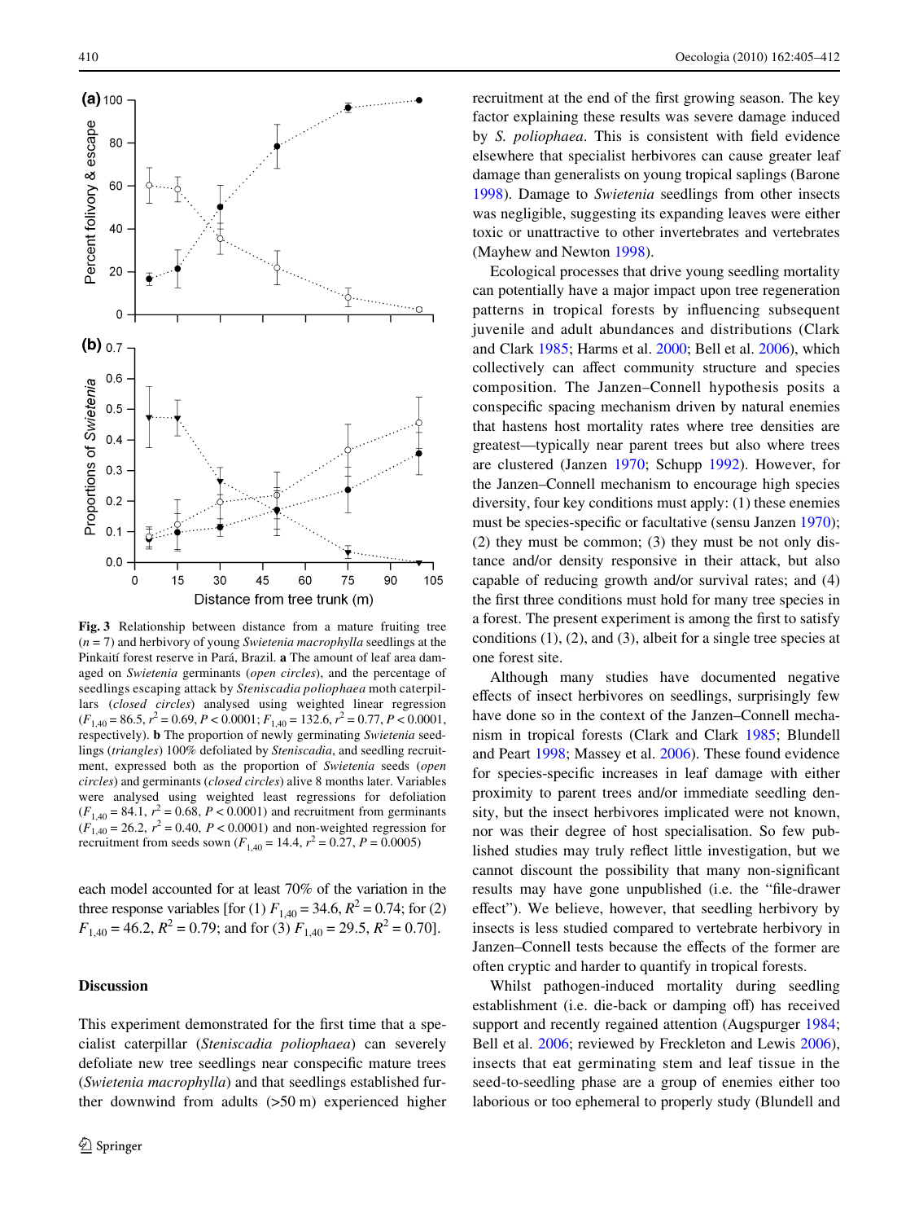Fig. 3 Relationship between distance from a mature fruiting tree ($n = 7$) and herbivory of young *Swietenia macrophylla* seedlings at the Pinkaití forest reserve in Pará, Brazil. **a** The amount of leaf area damaged on *Swietenia* germinants (*open circles*), and the percentage of seedlings escaping attack by *Steniscadia poliophaea* moth caterpillars (*closed circles*) analysed using weighted linear regression ($F_{1,40} = 86.5$, $r^2 = 0.69$, $P < 0.0001$; $F_{1,40} = 132.6$, $r^2 = 0.77$, $P < 0.0001$, respectively). **b** The proportion of newly germinating *Swietenia* seedlings (*triangles*) 100% defoliated by *Steniscadia*, and seedling recruitment, expressed both as the proportion of *Swietenia* seeds (*open circles*) and germinants (*closed circles*) alive 8 months later. Variables were analysed using weighted least regressions for defoliation ($F_{1,40} = 84.1$, $r^2 = 0.68$, $P < 0.0001$) and recruitment from germinants ($F_{1,40} = 26.2$, $r^2 = 0.40$, $P < 0.0001$) and non-weighted regression for recruitment from seeds sown ($F_{1,40} = 14.4$, $r^2 = 0.27$, $P = 0.0005$)

each model accounted for at least 70% of the variation in the three response variables [for (1) $F_{1,40} = 34.6$, $R^2 = 0.74$; for (2) $F_{1,40} = 46.2$, $R^2 = 0.79$; and for (3) $F_{1,40} = 29.5$, $R^2 = 0.70$].

## Discussion

This experiment demonstrated for the first time that a specialist caterpillar (*Steniscadia poliophaea*) can severely defoliate new tree seedlings near conspecific mature trees (*Swietenia macrophylla*) and that seedlings established further downwind from adults (>50 m) experienced higher recruitment at the end of the first growing season. The key factor explaining these results was severe damage induced by *S. poliophaea*. This is consistent with field evidence elsewhere that specialist herbivores can cause greater leaf damage than generalists on young tropical saplings (Barone 1998). Damage to *Swietenia* seedlings from other insects was negligible, suggesting its expanding leaves were either toxic or unattractive to other invertebrates and vertebrates (Mayhew and Newton 1998).

Ecological processes that drive young seedling mortality can potentially have a major impact upon tree regeneration patterns in tropical forests by influencing subsequent juvenile and adult abundances and distributions (Clark and Clark 1985; Harms et al. 2000; Bell et al. 2006), which collectively can affect community structure and species composition. The Janzen–Connell hypothesis posits a conspecific spacing mechanism driven by natural enemies that hastens host mortality rates where tree densities are greatest—typically near parent trees but also where trees are clustered (Janzen 1970; Schupp 1992). However, for the Janzen–Connell mechanism to encourage high species diversity, four key conditions must apply: (1) these enemies must be species-specific or facultative (sensu Janzen 1970); (2) they must be common; (3) they must be not only distance and/or density responsive in their attack, but also capable of reducing growth and/or survival rates; and (4) the first three conditions must hold for many tree species in a forest. The present experiment is among the first to satisfy conditions (1), (2), and (3), albeit for a single tree species at one forest site.

Although many studies have documented negative effects of insect herbivores on seedlings, surprisingly few have done so in the context of the Janzen–Connell mechanism in tropical forests (Clark and Clark 1985; Blundell and Peart 1998; Massey et al. 2006). These found evidence for species-specific increases in leaf damage with either proximity to parent trees and/or immediate seedling density, but the insect herbivores implicated were not known, nor was their degree of host specialisation. So few published studies may truly reflect little investigation, but we cannot discount the possibility that many non-significant results may have gone unpublished (i.e. the "file-drawer effect"). We believe, however, that seedling herbivory by insects is less studied compared to vertebrate herbivory in Janzen–Connell tests because the effects of the former are often cryptic and harder to quantify in tropical forests.

Whilst pathogen-induced mortality during seedling establishment (i.e. die-back or damping off) has received support and recently regained attention (Augspurger 1984; Bell et al. 2006; reviewed by Freckleton and Lewis 2006), insects that eat germinating stem and leaf tissue in the seed-to-seedling phase are a group of enemies either too laborious or too ephemeral to properly study (Blundell and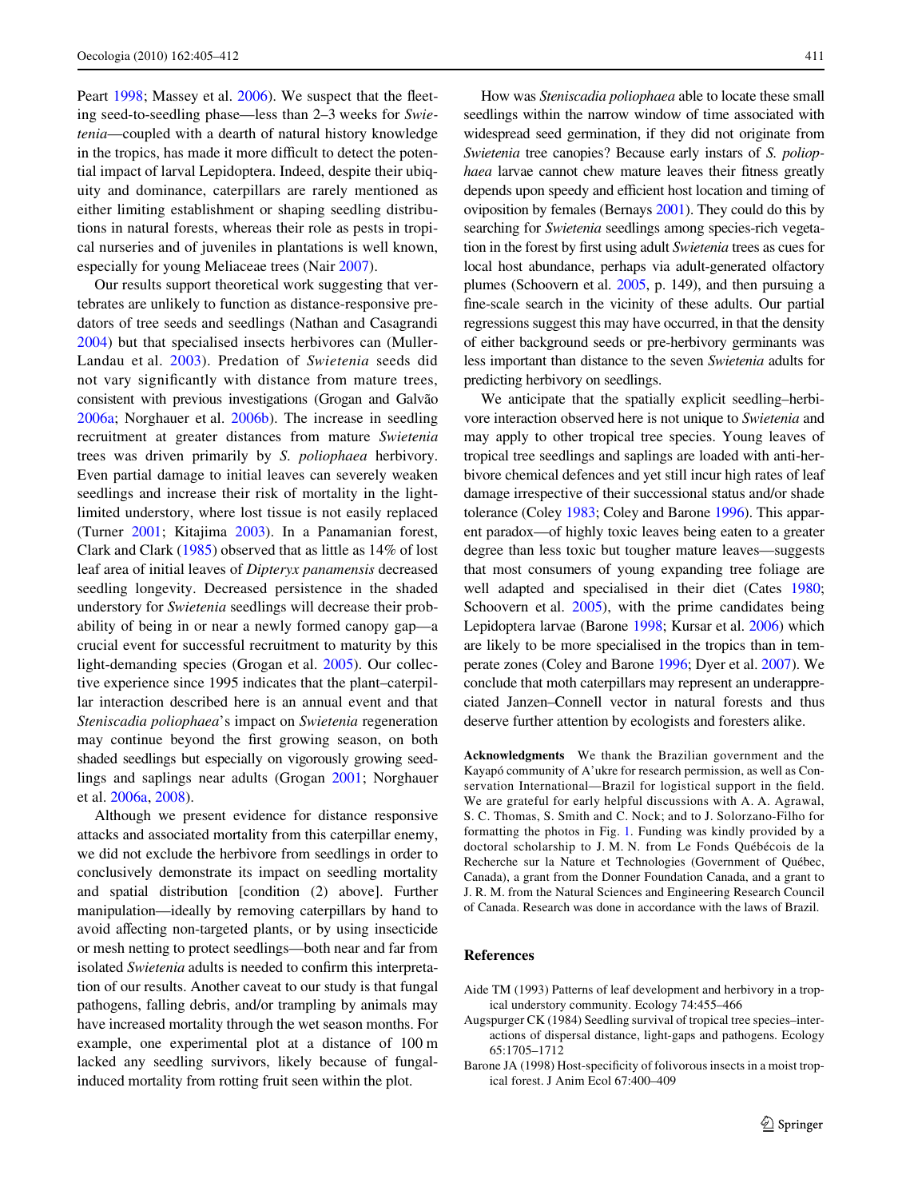Peart 1998; Massey et al. 2006). We suspect that the fleeting seed-to-seedling phase—less than 2–3 weeks for *Swietenia*—coupled with a dearth of natural history knowledge in the tropics, has made it more difficult to detect the potential impact of larval Lepidoptera. Indeed, despite their ubiquity and dominance, caterpillars are rarely mentioned as either limiting establishment or shaping seedling distributions in natural forests, whereas their role as pests in tropical nurseries and of juveniles in plantations is well known, especially for young Meliaceae trees (Nair 2007).

Our results support theoretical work suggesting that vertebrates are unlikely to function as distance-responsive predators of tree seeds and seedlings (Nathan and Casagrandi 2004) but that specialised insects herbivores can (Muller-Landau et al. 2003). Predation of *Swietenia* seeds did not vary significantly with distance from mature trees, consistent with previous investigations (Grogan and Galvão 2006a; Norghauer et al. 2006b). The increase in seedling recruitment at greater distances from mature *Swietenia* trees was driven primarily by *S. poliophaea* herbivory. Even partial damage to initial leaves can severely weaken seedlings and increase their risk of mortality in the light-limited understory, where lost tissue is not easily replaced (Turner 2001; Kitajima 2003). In a Panamanian forest, Clark and Clark (1985) observed that as little as 14% of lost leaf area of initial leaves of *Dipteryx panamensis* decreased seedling longevity. Decreased persistence in the shaded understory for *Swietenia* seedlings will decrease their probability of being in or near a newly formed canopy gap—a crucial event for successful recruitment to maturity by this light-demanding species (Grogan et al. 2005). Our collective experience since 1995 indicates that the plant–caterpillar interaction described here is an annual event and that *Steniscadia poliophaea*'s impact on *Swietenia* regeneration may continue beyond the first growing season, on both shaded seedlings but especially on vigorously growing seedlings and saplings near adults (Grogan 2001; Norghauer et al. 2006a, 2008).

Although we present evidence for distance responsive attacks and associated mortality from this caterpillar enemy, we did not exclude the herbivore from seedlings in order to conclusively demonstrate its impact on seedling mortality and spatial distribution [condition (2) above]. Further manipulation—ideally by removing caterpillars by hand to avoid affecting non-targeted plants, or by using insecticide or mesh netting to protect seedlings—both near and far from isolated *Swietenia* adults is needed to confirm this interpretation of our results. Another caveat to our study is that fungal pathogens, falling debris, and/or trampling by animals may have increased mortality through the wet season months. For example, one experimental plot at a distance of 100 m lacked any seedling survivors, likely because of fungal-induced mortality from rotting fruit seen within the plot.

How was *Steniscadia poliophaea* able to locate these small seedlings within the narrow window of time associated with widespread seed germination, if they did not originate from *Swietenia* tree canopies? Because early instars of *S. poliophaea* larvae cannot chew mature leaves their fitness greatly depends upon speedy and efficient host location and timing of oviposition by females (Bernays 2001). They could do this by searching for *Swietenia* seedlings among species-rich vegetation in the forest by first using adult *Swietenia* trees as cues for local host abundance, perhaps via adult-generated olfactory plumes (Schoovern et al. 2005, p. 149), and then pursuing a fine-scale search in the vicinity of these adults. Our partial regressions suggest this may have occurred, in that the density of either background seeds or pre-herbivory germinants was less important than distance to the seven *Swietenia* adults for predicting herbivory on seedlings.

We anticipate that the spatially explicit seedling–herbivore interaction observed here is not unique to *Swietenia* and may apply to other tropical tree species. Young leaves of tropical tree seedlings and saplings are loaded with anti-herbivore chemical defences and yet still incur high rates of leaf damage irrespective of their successional status and/or shade tolerance (Coley 1983; Coley and Barone 1996). This apparent paradox—of highly toxic leaves being eaten to a greater degree than less toxic but tougher mature leaves—suggests that most consumers of young expanding tree foliage are well adapted and specialised in their diet (Cates 1980; Schoovern et al. 2005), with the prime candidates being Lepidoptera larvae (Barone 1998; Kursar et al. 2006) which are likely to be more specialised in the tropics than in temperate zones (Coley and Barone 1996; Dyer et al. 2007). We conclude that moth caterpillars may represent an underappreciated Janzen–Connell vector in natural forests and thus deserve further attention by ecologists and foresters alike.

**Acknowledgments** We thank the Brazilian government and the Kayapó community of A'ukre for research permission, as well as Conservation International—Brazil for logistical support in the field. We are grateful for early helpful discussions with A. A. Agrawal, S. C. Thomas, S. Smith and C. Nock; and to J. Solorzano-Filho for formatting the photos in Fig. 1. Funding was kindly provided by a doctoral scholarship to J. M. N. from Le Fonds Québécois de la Recherche sur la Nature et Technologies (Government of Québec, Canada), a grant from the Donner Foundation Canada, and a grant to J. R. M. from the Natural Sciences and Engineering Research Council of Canada. Research was done in accordance with the laws of Brazil.

## References

Aide TM (1993) Patterns of leaf development and herbivory in a tropical understory community. Ecology 74:455–466

Augspurger CK (1984) Seedling survival of tropical tree species–interactions of dispersal distance, light-gaps and pathogens. Ecology 65:1705–1712

Barone JA (1998) Host-specificity of folivorous insects in a moist tropical forest. J Anim Ecol 67:400–409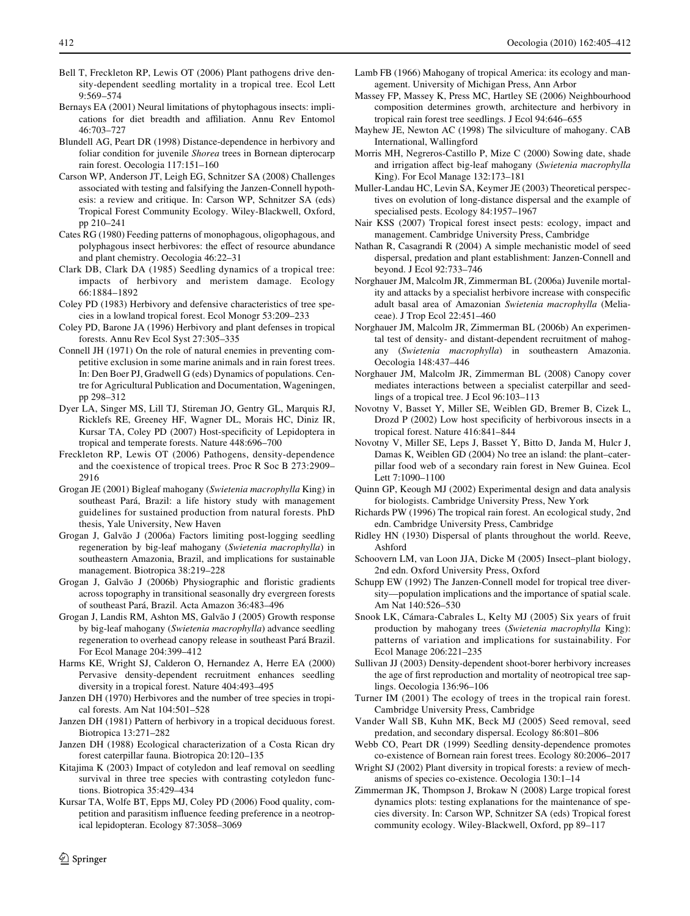Bell T, Freckleton RP, Lewis OT (2006) Plant pathogens drive density-dependent seedling mortality in a tropical tree. Ecol Lett 9:569–574

Bernays EA (2001) Neural limitations of phytophagous insects: implications for diet breadth and affiliation. Annu Rev Entomol 46:703–727

Blundell AG, Peart DR (1998) Distance-dependence in herbivory and foliar condition for juvenile *Shorea* trees in Bornean dipterocarp rain forest. Oecologia 117:151–160

Carson WP, Anderson JT, Leigh EG, Schnitzer SA (2008) Challenges associated with testing and falsifying the Janzen-Connell hypothesis: a review and critique. In: Carson WP, Schnitzer SA (eds) Tropical Forest Community Ecology. Wiley-Blackwell, Oxford, pp 210–241

Cates RG (1980) Feeding patterns of monophagous, oligophagous, and polyphagous insect herbivores: the effect of resource abundance and plant chemistry. Oecologia 46:22–31

Clark DB, Clark DA (1985) Seedling dynamics of a tropical tree: impacts of herbivory and meristem damage. Ecology 66:1884–1892

Coley PD (1983) Herbivory and defensive characteristics of tree species in a lowland tropical forest. Ecol Monogr 53:209–233

Coley PD, Barone JA (1996) Herbivory and plant defenses in tropical forests. Annu Rev Ecol Syst 27:305–335

Connell JH (1971) On the role of natural enemies in preventing competitive exclusion in some marine animals and in rain forest trees. In: Den Boer PJ, Gradwell G (eds) Dynamics of populations. Centre for Agricultural Publication and Documentation, Wageningen, pp 298–312

Dyer LA, Singer MS, Lill TJ, Stireman JO, Gentry GL, Marquis RJ, Ricklefs RE, Greeney HF, Wagner DL, Morais HC, Diniz IR, Kursar TA, Coley PD (2007) Host-specificity of Lepidoptera in tropical and temperate forests. Nature 448:696–700

Freckleton RP, Lewis OT (2006) Pathogens, density-dependence and the coexistence of tropical trees. Proc R Soc B 273:2909–2916

Grogan JE (2001) Bigleaf mahogany (*Swietenia macrophylla* King) in southeast Pará, Brazil: a life history study with management guidelines for sustained production from natural forests. PhD thesis, Yale University, New Haven

Grogan J, Galvão J (2006a) Factors limiting post-logging seedling regeneration by big-leaf mahogany (*Swietenia macrophylla*) in southeastern Amazonia, Brazil, and implications for sustainable management. Biotropica 38:219–228

Grogan J, Galvão J (2006b) Physiographic and floristic gradients across topography in transitional seasonally dry evergreen forests of southeast Pará, Brazil. Acta Amazon 36:483–496

Grogan J, Landis RM, Ashton MS, Galvão J (2005) Growth response by big-leaf mahogany (*Swietenia macrophylla*) advance seedling regeneration to overhead canopy release in southeast Pará Brazil. For Ecol Manage 204:399–412

Harms KE, Wright SJ, Calderon O, Hernandez A, Herre EA (2000) Pervasive density-dependent recruitment enhances seedling diversity in a tropical forest. Nature 404:493–495

Janzen DH (1970) Herbivores and the number of tree species in tropical forests. Am Nat 104:501–528

Janzen DH (1981) Pattern of herbivory in a tropical deciduous forest. Biotropica 13:271–282

Janzen DH (1988) Ecological characterization of a Costa Rican dry forest caterpillar fauna. Biotropica 20:120–135

Kitajima K (2003) Impact of cotyledon and leaf removal on seedling survival in three tree species with contrasting cotyledon functions. Biotropica 35:429–434

Kursar TA, Wolfe BT, Epps MJ, Coley PD (2006) Food quality, competition and parasitism influence feeding preference in a neotropical lepidopteran. Ecology 87:3058–3069

Lamb FB (1966) Mahogany of tropical America: its ecology and management. University of Michigan Press, Ann Arbor

Massey FP, Massey K, Press MC, Hartley SE (2006) Neighbourhood composition determines growth, architecture and herbivory in tropical rain forest tree seedlings. J Ecol 94:646–655

Mayhew JE, Newton AC (1998) The silviculture of mahogany. CAB International, Wallingford

Morris MH, Negreros-Castillo P, Mize C (2000) Sowing date, shade and irrigation affect big-leaf mahogany (*Swietenia macrophylla* King). For Ecol Manage 132:173–181

Muller-Landau HC, Levin SA, Keymer JE (2003) Theoretical perspectives on evolution of long-distance dispersal and the example of specialised pests. Ecology 84:1957–1967

Nair KSS (2007) Tropical forest insect pests: ecology, impact and management. Cambridge University Press, Cambridge

Nathan R, Casagrandi R (2004) A simple mechanistic model of seed dispersal, predation and plant establishment: Janzen-Connell and beyond. J Ecol 92:733–746

Norghauer JM, Malcolm JR, Zimmerman BL (2006a) Juvenile mortality and attacks by a specialist herbivore increase with conspecific adult basal area of Amazonian *Swietenia macrophylla* (Meliaceae). J Trop Ecol 22:451–460

Norghauer JM, Malcolm JR, Zimmerman BL (2006b) An experimental test of density- and distant-dependent recruitment of mahogany (*Swietenia macrophylla*) in southeastern Amazonia. Oecologia 148:437–446

Norghauer JM, Malcolm JR, Zimmerman BL (2008) Canopy cover mediates interactions between a specialist caterpillar and seedlings of a tropical tree. J Ecol 96:103–113

Novotny V, Basset Y, Miller SE, Weiblen GD, Bremer B, Cizek L, Drozd P (2002) Low host specificity of herbivorous insects in a tropical forest. Nature 416:841–844

Novotny V, Miller SE, Leps J, Basset Y, Bitto D, Janda M, Hulcr J, Damas K, Weiblen GD (2004) No tree an island: the plant–caterpillar food web of a secondary rain forest in New Guinea. Ecol Lett 7:1090–1100

Quinn GP, Keough MJ (2002) Experimental design and data analysis for biologists. Cambridge University Press, New York

Richards PW (1996) The tropical rain forest. An ecological study, 2nd edn. Cambridge University Press, Cambridge

Ridley HN (1930) Dispersal of plants throughout the world. Reeve, Ashford

Schoovern LM, van Loon JJA, Dicke M (2005) Insect–plant biology, 2nd edn. Oxford University Press, Oxford

Schupp EW (1992) The Janzen-Connell model for tropical tree diversity—population implications and the importance of spatial scale. Am Nat 140:526–530

Snook LK, Cámara-Cabrales L, Kelty MJ (2005) Six years of fruit production by mahogany trees (*Swietenia macrophylla* King): patterns of variation and implications for sustainability. For Ecol Manage 206:221–235

Sullivan JJ (2003) Density-dependent shoot-borer herbivory increases the age of first reproduction and mortality of neotropical tree saplings. Oecologia 136:96–106

Turner IM (2001) The ecology of trees in the tropical rain forest. Cambridge University Press, Cambridge

Vander Wall SB, Kuhn MK, Beck MJ (2005) Seed removal, seed predation, and secondary dispersal. Ecology 86:801–806

Webb CO, Peart DR (1999) Seedling density-dependence promotes co-existence of Bornean rain forest trees. Ecology 80:2006–2017

Wright SJ (2002) Plant diversity in tropical forests: a review of mechanisms of species co-existence. Oecologia 130:1–14

Zimmerman JK, Thompson J, Brokaw N (2008) Large tropical forest dynamics plots: testing explanations for the maintenance of species diversity. In: Carson WP, Schnitzer SA (eds) Tropical forest community ecology. Wiley-Blackwell, Oxford, pp 89–117